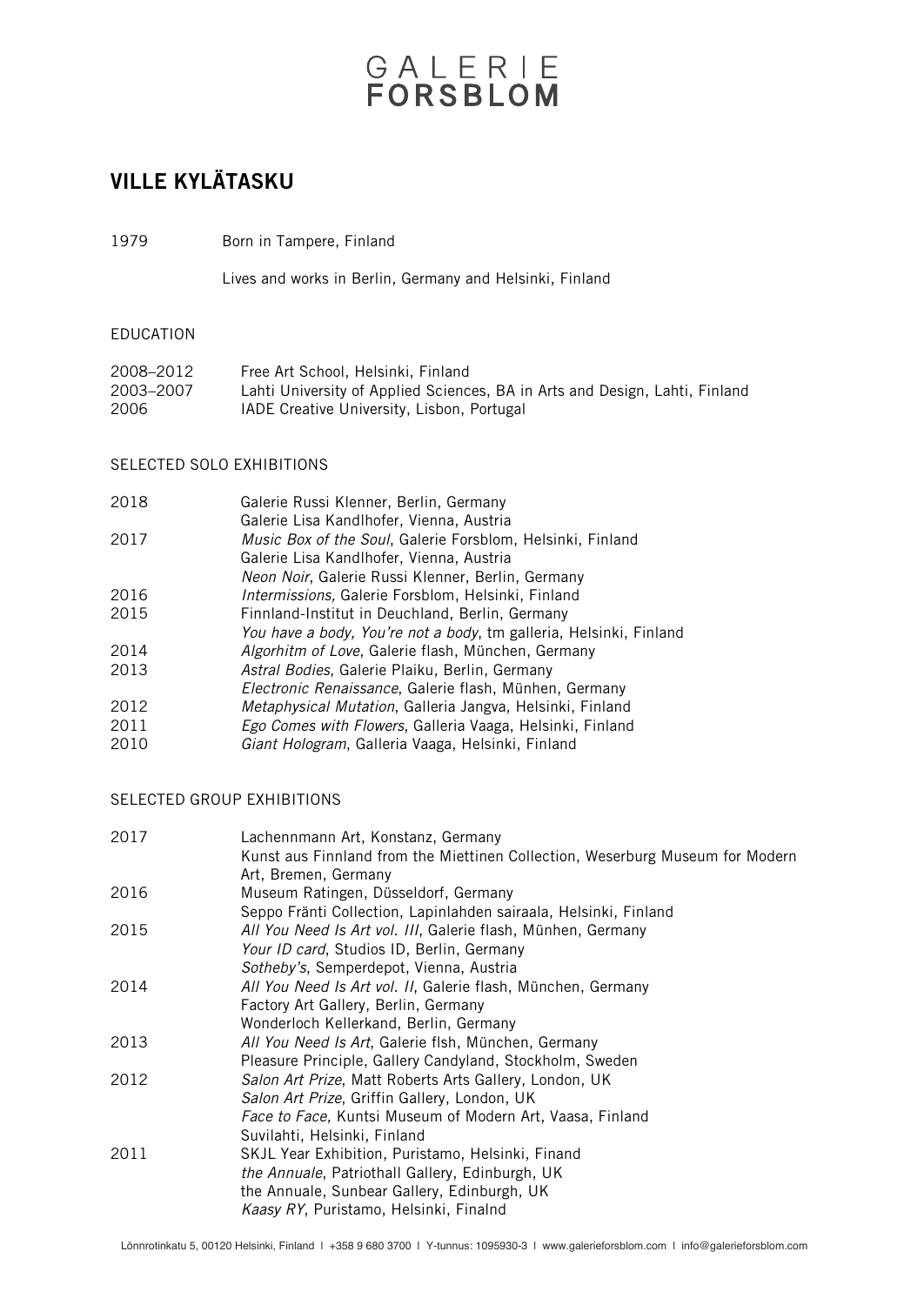# GALERIE FORSBLOM

## VILLE KYLÄTASKU

| | |
|---|---|
| 1979 | Born in Tampere, Finland |
| | Lives and works in Berlin, Germany and Helsinki, Finland |

### EDUCATION

| | |
|---|---|
| 2008–2012 | Free Art School, Helsinki, Finland |
| 2003–2007 | Lahti University of Applied Sciences, BA in Arts and Design, Lahti, Finland |
| 2006 | IADE Creative University, Lisbon, Portugal |

### SELECTED SOLO EXHIBITIONS

| | |
|---|---|
| 2018 | Galerie Russi Klenner, Berlin, Germany |
| | Galerie Lisa Kandlhofer, Vienna, Austria |
| 2017 | *Music Box of the Soul*, Galerie Forsblom, Helsinki, Finland |
| | Galerie Lisa Kandlhofer, Vienna, Austria |
| | *Neon Noir*, Galerie Russi Klenner, Berlin, Germany |
| 2016 | *Intermissions,* Galerie Forsblom, Helsinki, Finland |
| 2015 | Finnland-Institut in Deuchland, Berlin, Germany |
| | *You have a body, You're not a body*, tm galleria, Helsinki, Finland |
| 2014 | *Algorhitm of Love*, Galerie flash, München, Germany |
| 2013 | *Astral Bodies*, Galerie Plaiku, Berlin, Germany |
| | *Electronic Renaissance*, Galerie flash, Münhen, Germany |
| 2012 | *Metaphysical Mutation*, Galleria Jangva, Helsinki, Finland |
| 2011 | *Ego Comes with Flowers*, Galleria Vaaga, Helsinki, Finland |
| 2010 | *Giant Hologram*, Galleria Vaaga, Helsinki, Finland |

### SELECTED GROUP EXHIBITIONS

| | |
|---|---|
| 2017 | Lachennmann Art, Konstanz, Germany |
| | Kunst aus Finnland from the Miettinen Collection, Weserburg Museum for Modern Art, Bremen, Germany |
| 2016 | Museum Ratingen, Düsseldorf, Germany |
| | Seppo Fränti Collection, Lapinlahden sairaala, Helsinki, Finland |
| 2015 | *All You Need Is Art vol. III*, Galerie flash, Münhen, Germany |
| | *Your ID card*, Studios ID, Berlin, Germany |
| | *Sotheby's*, Semperdepot, Vienna, Austria |
| 2014 | *All You Need Is Art vol. II*, Galerie flash, München, Germany |
| | Factory Art Gallery, Berlin, Germany |
| | Wonderloch Kellerkand, Berlin, Germany |
| 2013 | *All You Need Is Art*, Galerie flsh, München, Germany |
| | Pleasure Principle, Gallery Candyland, Stockholm, Sweden |
| 2012 | *Salon Art Prize*, Matt Roberts Arts Gallery, London, UK |
| | *Salon Art Prize*, Griffin Gallery, London, UK |
| | *Face to Face,* Kuntsi Museum of Modern Art, Vaasa, Finland |
| | Suvilahti, Helsinki, Finland |
| 2011 | SKJL Year Exhibition, Puristamo, Helsinki, Finand |
| | *the Annuale*, Patriothall Gallery, Edinburgh, UK |
| | the Annuale, Sunbear Gallery, Edinburgh, UK |
| | *Kaasy RY*, Puristamo, Helsinki, Finalnd |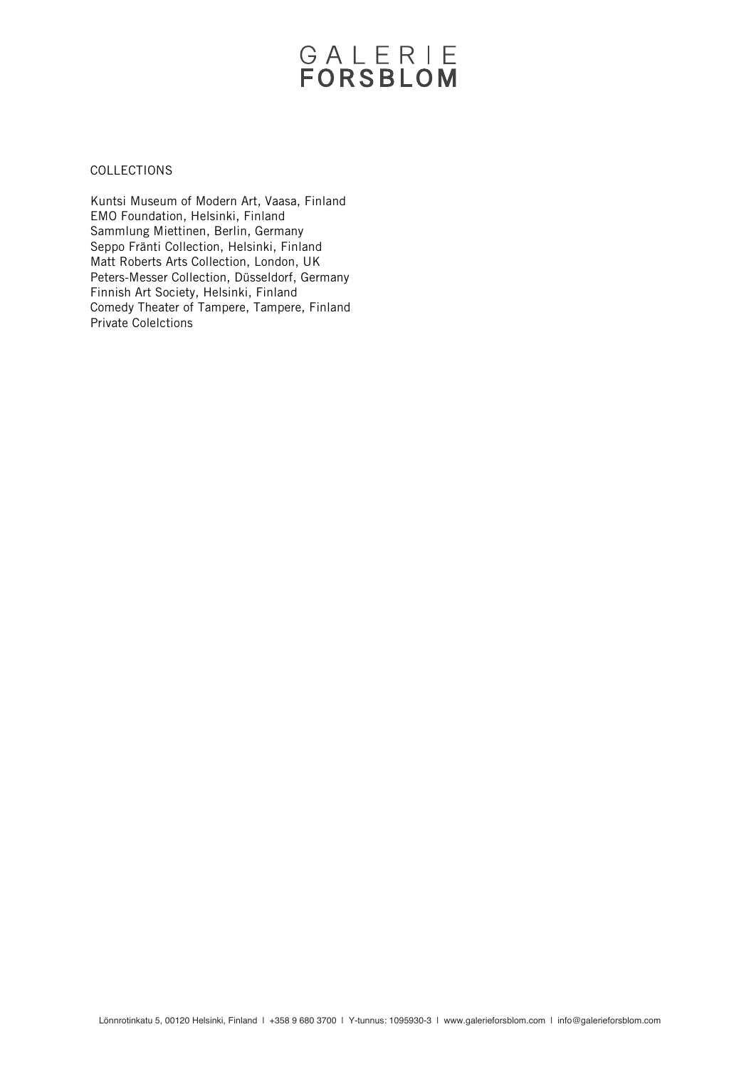## COLLECTIONS

Kuntsi Museum of Modern Art, Vaasa, Finland
EMO Foundation, Helsinki, Finland
Sammlung Miettinen, Berlin, Germany
Seppo Fränti Collection, Helsinki, Finland
Matt Roberts Arts Collection, London, UK
Peters-Messer Collection, Düsseldorf, Germany
Finnish Art Society, Helsinki, Finland
Comedy Theater of Tampere, Tampere, Finland
Private Colelctions